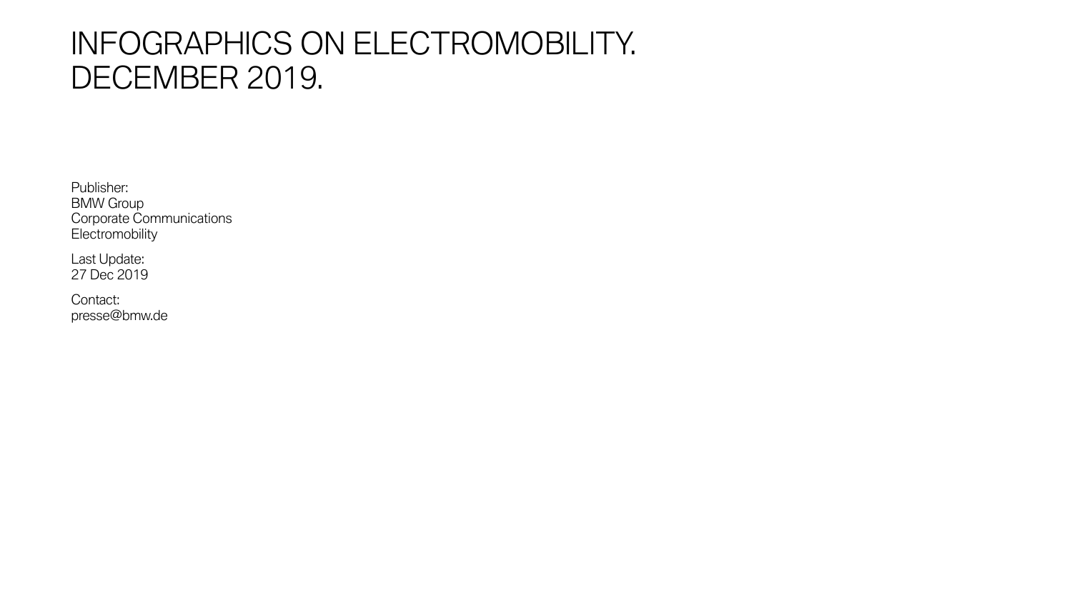# INFOGRAPHICS ON ELECTROMOBILITY. DECEMBER 2019.

Publisher:
BMW Group
Corporate Communications
Electromobility

Last Update:
27 Dec 2019

Contact:
presse@bmw.de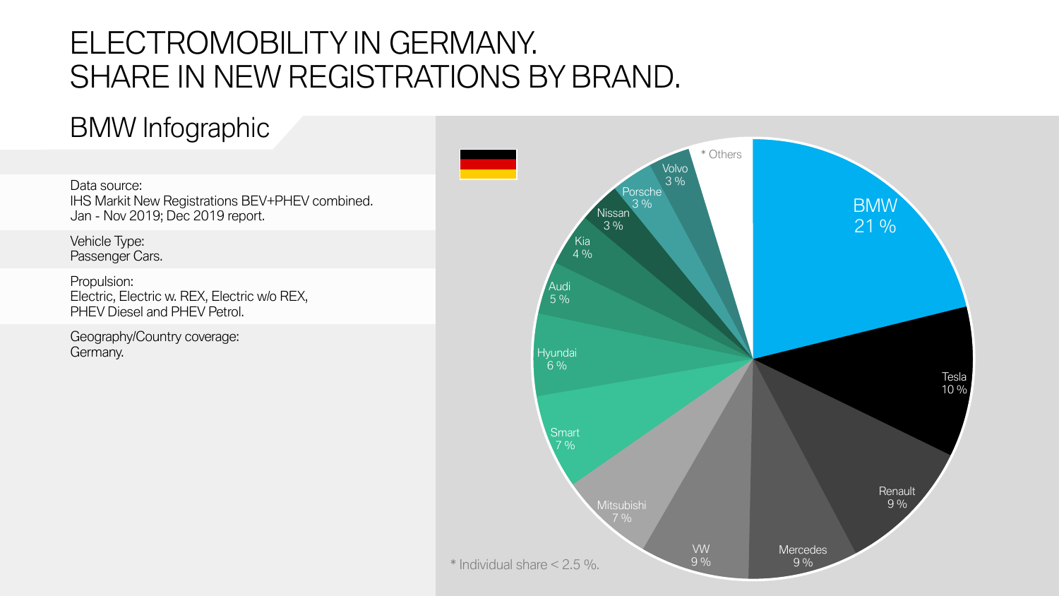# ELECTROMOBILITY IN GERMANY. SHARE IN NEW REGISTRATIONS BY BRAND.

## BMW Infographic

Data source:
IHS Markit New Registrations BEV+PHEV combined.
Jan - Nov 2019; Dec 2019 report.

Vehicle Type:
Passenger Cars.

Propulsion:
Electric, Electric w. REX, Electric w/o REX,
PHEV Diesel and PHEV Petrol.

Geography/Country coverage:
Germany.

| Brand | Share |
|---|---|
| BMW | 21 % |
| Tesla | 10 % |
| Renault | 9 % |
| Mercedes | 9 % |
| VW | 9 % |
| Mitsubishi | 7 % |
| Smart | 7 % |
| Hyundai | 6 % |
| Audi | 5 % |
| Kia | 4 % |
| Nissan | 3 % |
| Porsche | 3 % |
| Volvo | 3 % |
| * Others | |

* Individual share < 2.5 %.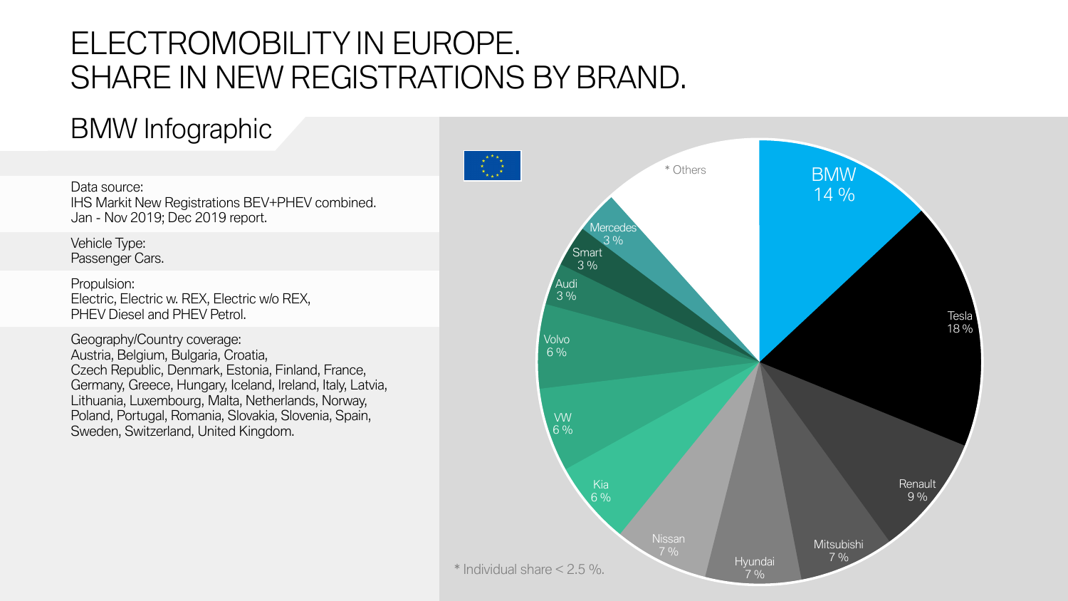# ELECTROMOBILITY IN EUROPE. SHARE IN NEW REGISTRATIONS BY BRAND.

## BMW Infographic

Data source:
IHS Markit New Registrations BEV+PHEV combined.
Jan - Nov 2019; Dec 2019 report.

Vehicle Type:
Passenger Cars.

Propulsion:
Electric, Electric w. REX, Electric w/o REX,
PHEV Diesel and PHEV Petrol.

Geography/Country coverage:
Austria, Belgium, Bulgaria, Croatia,
Czech Republic, Denmark, Estonia, Finland, France,
Germany, Greece, Hungary, Iceland, Ireland, Italy, Latvia,
Lithuania, Luxembourg, Malta, Netherlands, Norway,
Poland, Portugal, Romania, Slovakia, Slovenia, Spain,
Sweden, Switzerland, United Kingdom.

| Brand | Share |
|---|---|
| BMW | 14 % |
| Tesla | 18 % |
| Renault | 9 % |
| Mitsubishi | 7 % |
| Hyundai | 7 % |
| Nissan | 7 % |
| Kia | 6 % |
| VW | 6 % |
| Volvo | 6 % |
| Audi | 3 % |
| Smart | 3 % |
| Mercedes | 3 % |
| * Others | |

\* Individual share < 2.5 %.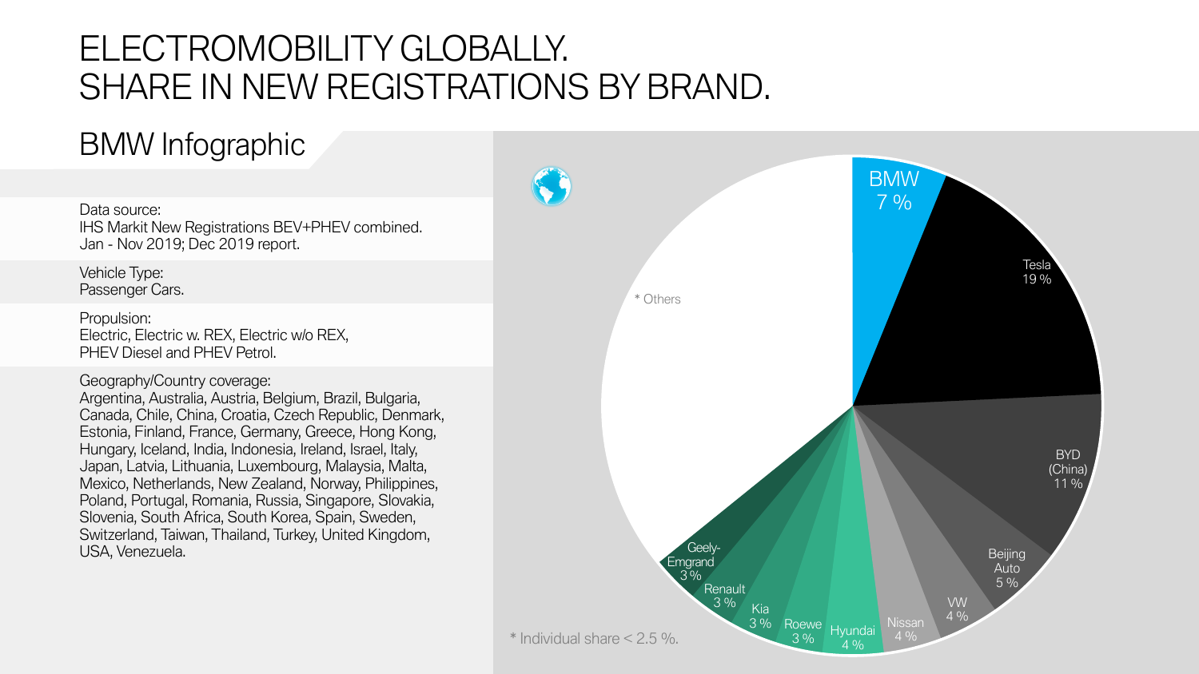# ELECTROMOBILITY GLOBALLY.
# SHARE IN NEW REGISTRATIONS BY BRAND.

## BMW Infographic

Data source:
IHS Markit New Registrations BEV+PHEV combined.
Jan - Nov 2019; Dec 2019 report.

Vehicle Type:
Passenger Cars.

Propulsion:
Electric, Electric w. REX, Electric w/o REX,
PHEV Diesel and PHEV Petrol.

Geography/Country coverage:
Argentina, Australia, Austria, Belgium, Brazil, Bulgaria, Canada, Chile, China, Croatia, Czech Republic, Denmark, Estonia, Finland, France, Germany, Greece, Hong Kong, Hungary, Iceland, India, Indonesia, Ireland, Israel, Italy, Japan, Latvia, Lithuania, Luxembourg, Malaysia, Malta, Mexico, Netherlands, New Zealand, Norway, Philippines, Poland, Portugal, Romania, Russia, Singapore, Slovakia, Slovenia, South Africa, South Korea, Spain, Sweden, Switzerland, Taiwan, Thailand, Turkey, United Kingdom, USA, Venezuela.

| Brand | Share |
|---|---|
| BMW | 7 % |
| Tesla | 19 % |
| BYD (China) | 11 % |
| Beijing Auto | 5 % |
| VW | 4 % |
| Nissan | 4 % |
| Hyundai | 4 % |
| Roewe | 3 % |
| Kia | 3 % |
| Renault | 3 % |
| Geely-Emgrand | 3 % |
| * Others | |

\* Individual share < 2.5 %.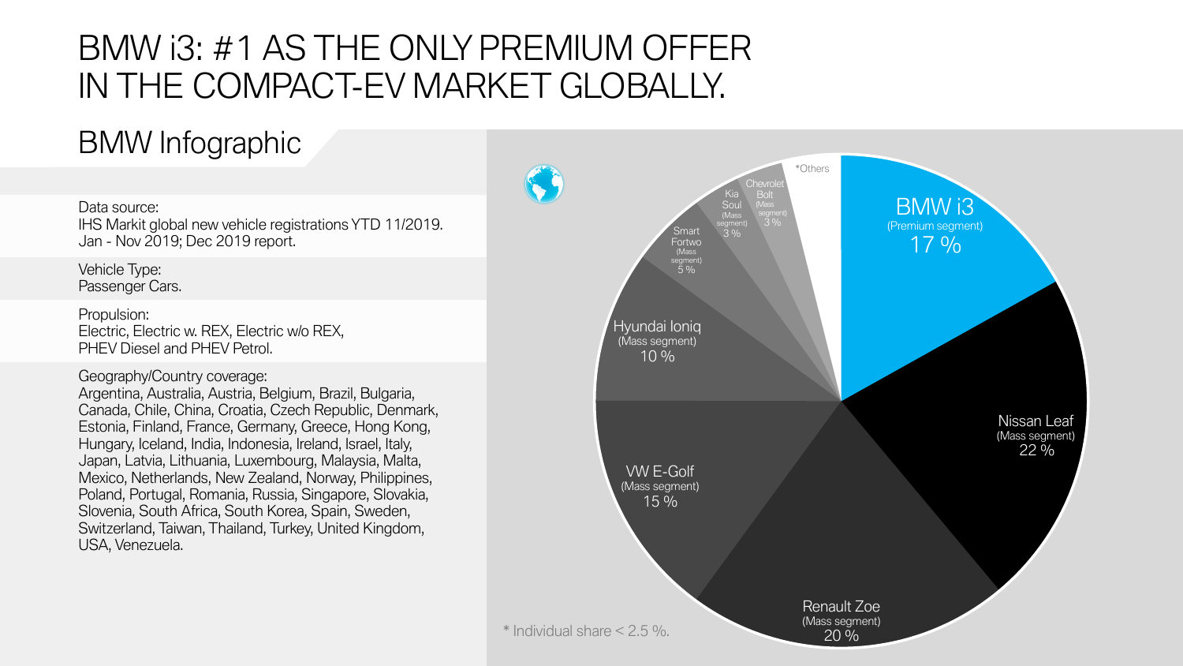# BMW i3: #1 AS THE ONLY PREMIUM OFFER IN THE COMPACT-EV MARKET GLOBALLY.

## BMW Infographic

Data source:
IHS Markit global new vehicle registrations YTD 11/2019. Jan - Nov 2019; Dec 2019 report.

Vehicle Type:
Passenger Cars.

Propulsion:
Electric, Electric w. REX, Electric w/o REX, PHEV Diesel and PHEV Petrol.

Geography/Country coverage:
Argentina, Australia, Austria, Belgium, Brazil, Bulgaria, Canada, Chile, China, Croatia, Czech Republic, Denmark, Estonia, Finland, France, Germany, Greece, Hong Kong, Hungary, Iceland, India, Indonesia, Ireland, Israel, Italy, Japan, Latvia, Lithuania, Luxembourg, Malaysia, Malta, Mexico, Netherlands, New Zealand, Norway, Philippines, Poland, Portugal, Romania, Russia, Singapore, Slovakia, Slovenia, South Africa, South Korea, Spain, Sweden, Switzerland, Taiwan, Thailand, Turkey, United Kingdom, USA, Venezuela.

| Model | Segment | Share |
| --- | --- | --- |
| BMW i3 | Premium segment | 17 % |
| Nissan Leaf | Mass segment | 22 % |
| Renault Zoe | Mass segment | 20 % |
| VW E-Golf | Mass segment | 15 % |
| Hyundai Ioniq | Mass segment | 10 % |
| Smart Fortwo | Mass segment | 5 % |
| Kia Soul | Mass segment | 3 % |
| Chevrolet Bolt | Mass segment | 3 % |
| *Others | | |

\* Individual share < 2.5 %.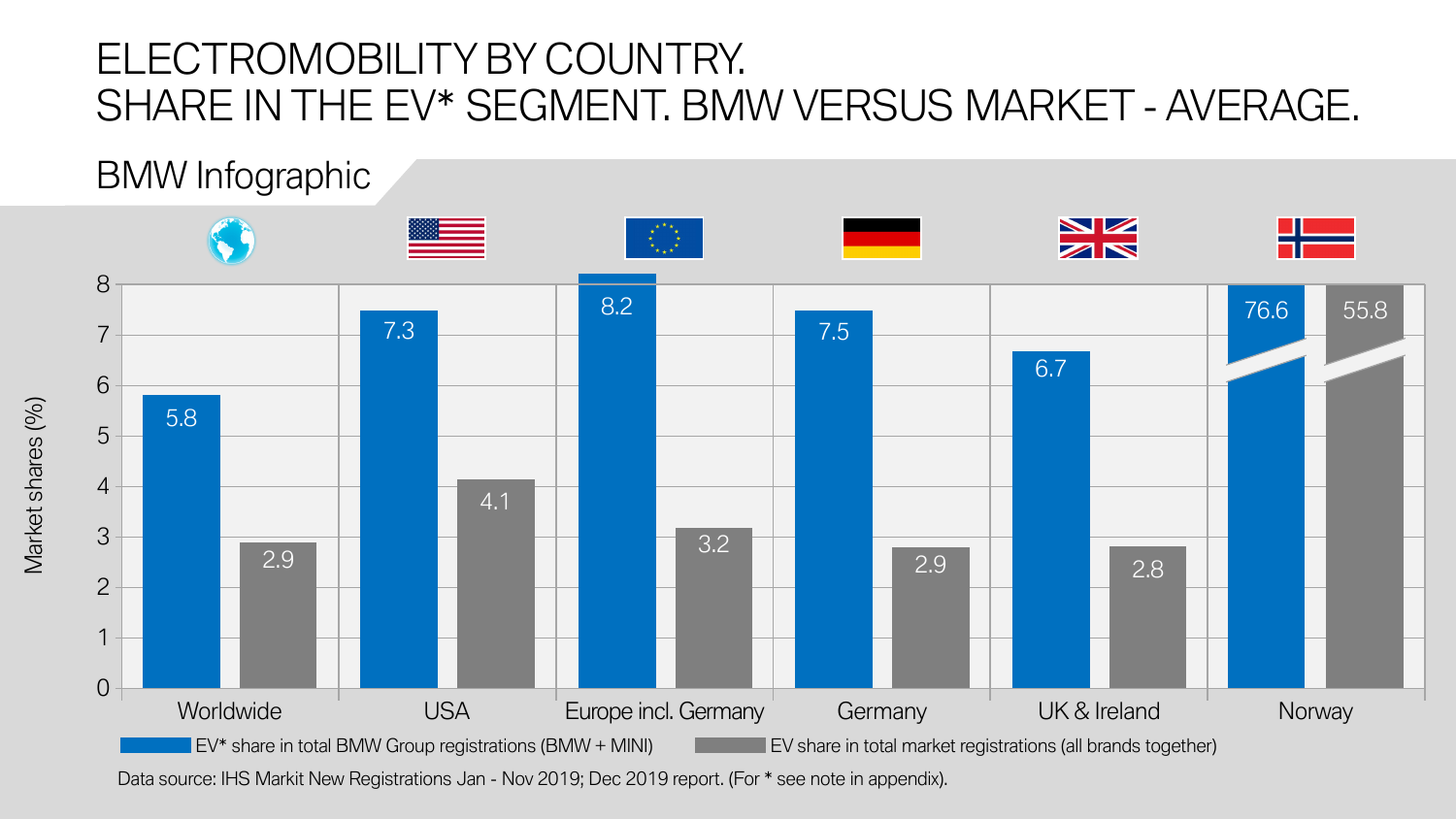# ELECTROMOBILITY BY COUNTRY.
# SHARE IN THE EV* SEGMENT. BMW VERSUS MARKET - AVERAGE.

## BMW Infographic

| | Worldwide | USA | Europe incl. Germany | Germany | UK & Ireland | Norway |
|---|---|---|---|---|---|---|
| EV* share in total BMW Group registrations (BMW + MINI) | 5.8 | 7.3 | 8.2 | 7.5 | 6.7 | 76.6 |
| EV share in total market registrations (all brands together) | 2.9 | 4.1 | 3.2 | 2.9 | 2.8 | 55.8 |

Market shares (%)

Data source: IHS Markit New Registrations Jan - Nov 2019; Dec 2019 report. (For * see note in appendix).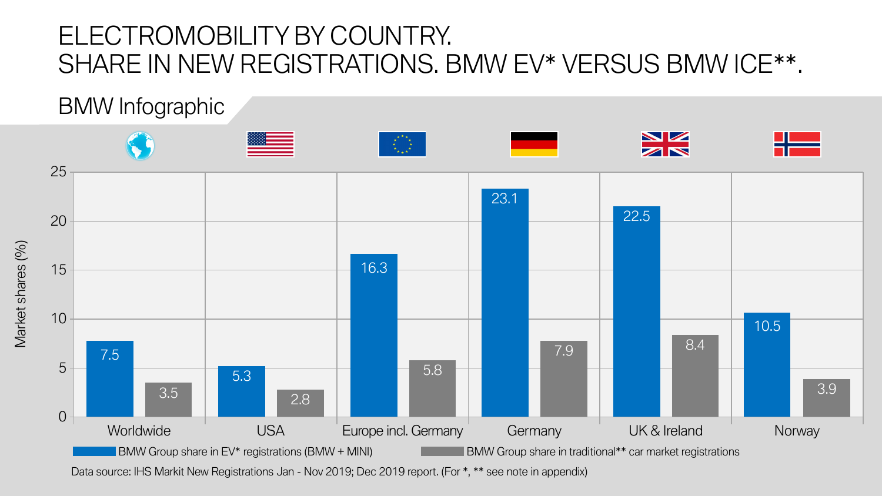# ELECTROMOBILITY BY COUNTRY.
# SHARE IN NEW REGISTRATIONS. BMW EV* VERSUS BMW ICE**.

## BMW Infographic

Market shares (%)

| Region | BMW Group share in EV* registrations (BMW + MINI) | BMW Group share in traditional** car market registrations |
|---|---|---|
| Worldwide | 7.5 | 3.5 |
| USA | 5.3 | 2.8 |
| Europe incl. Germany | 16.3 | 5.8 |
| Germany | 23.1 | 7.9 |
| UK & Ireland | 22.5 | 8.4 |
| Norway | 10.5 | 3.9 |

Data source: IHS Markit New Registrations Jan - Nov 2019; Dec 2019 report. (For *, ** see note in appendix)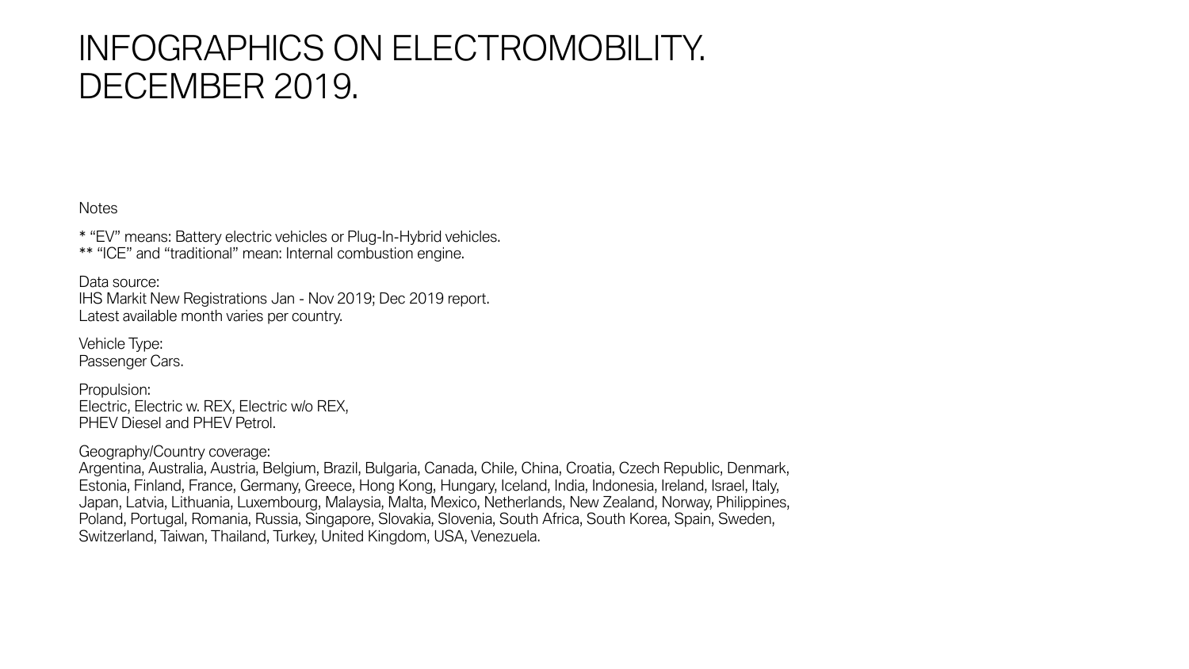# INFOGRAPHICS ON ELECTROMOBILITY. DECEMBER 2019.

Notes

* “EV” means: Battery electric vehicles or Plug-In-Hybrid vehicles.
** “ICE” and “traditional” mean: Internal combustion engine.

Data source:
IHS Markit New Registrations Jan - Nov 2019; Dec 2019 report.
Latest available month varies per country.

Vehicle Type:
Passenger Cars.

Propulsion:
Electric, Electric w. REX, Electric w/o REX,
PHEV Diesel and PHEV Petrol.

Geography/Country coverage:
Argentina, Australia, Austria, Belgium, Brazil, Bulgaria, Canada, Chile, China, Croatia, Czech Republic, Denmark, Estonia, Finland, France, Germany, Greece, Hong Kong, Hungary, Iceland, India, Indonesia, Ireland, Israel, Italy, Japan, Latvia, Lithuania, Luxembourg, Malaysia, Malta, Mexico, Netherlands, New Zealand, Norway, Philippines, Poland, Portugal, Romania, Russia, Singapore, Slovakia, Slovenia, South Africa, South Korea, Spain, Sweden, Switzerland, Taiwan, Thailand, Turkey, United Kingdom, USA, Venezuela.